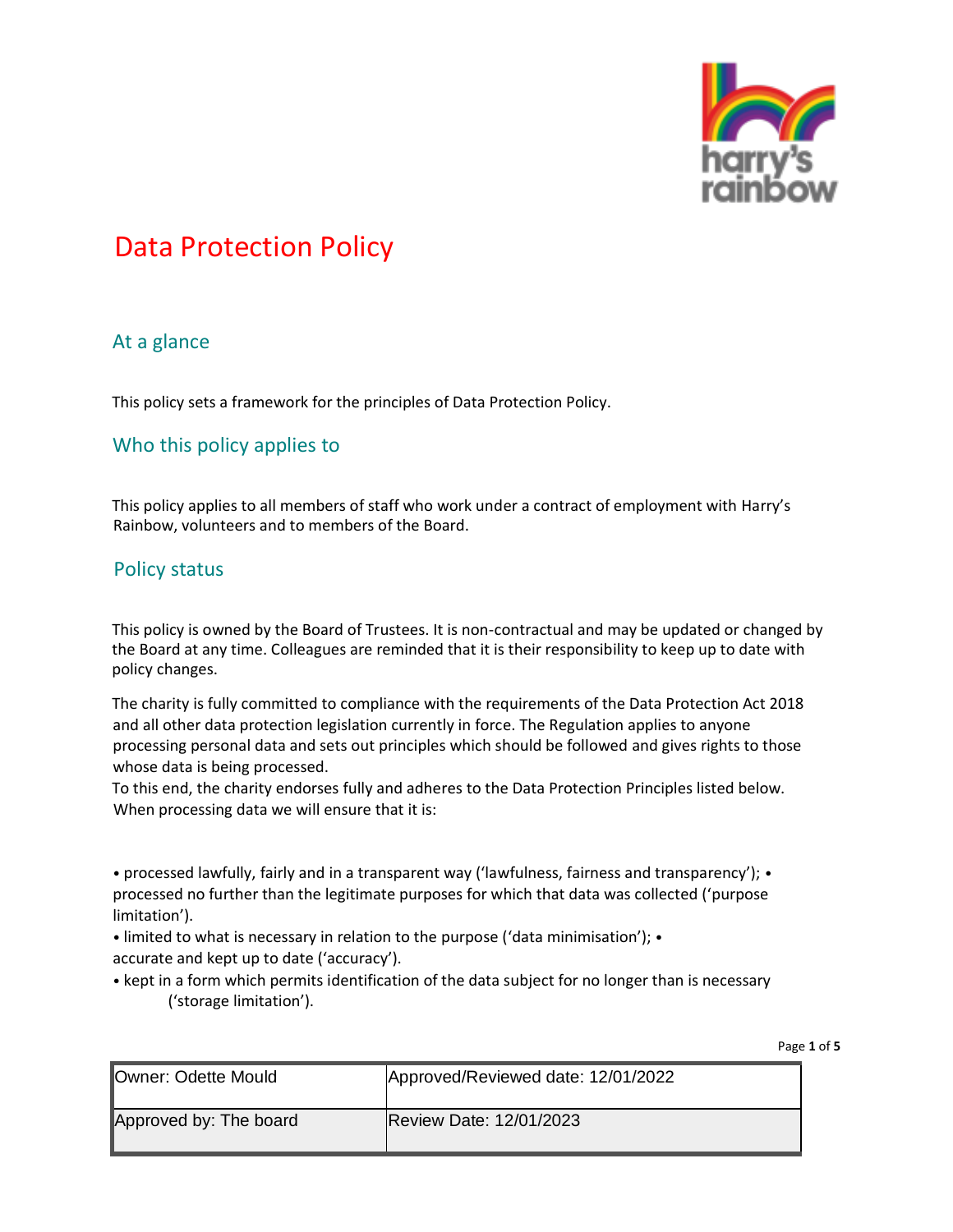# Data Protection Policy

## At a glance

This policy sets a framework for the principles of Data Protection Policy.

## Who this policy applies to

This policy applies to all members of staff who work under a contract of employment with Harry's Rainbow, volunteers and to members of the Board.

## Policy status

This policy is owned by the Board of Trustees. It is non-contractual and may be updated or changed by the Board at any time. Colleagues are reminded that it is their responsibility to keep up to date with policy changes.

The charity is fully committed to compliance with the requirements of the Data Protection Act 2018 and all other data protection legislation currently in force. The Regulation applies to anyone processing personal data and sets out principles which should be followed and gives rights to those whose data is being processed.

To this end, the charity endorses fully and adheres to the Data Protection Principles listed below. When processing data we will ensure that it is:

- processed lawfully, fairly and in a transparent way ('lawfulness, fairness and transparency');
- processed no further than the legitimate purposes for which that data was collected ('purpose limitation').
- limited to what is necessary in relation to the purpose ('data minimisation');
- accurate and kept up to date ('accuracy').
- kept in a form which permits identification of the data subject for no longer than is necessary ('storage limitation').

| Owner: Odette Mould | Approved/Reviewed date: 12/01/2022 |
| --- | --- |
| Approved by: The board | Review Date: 12/01/2023 |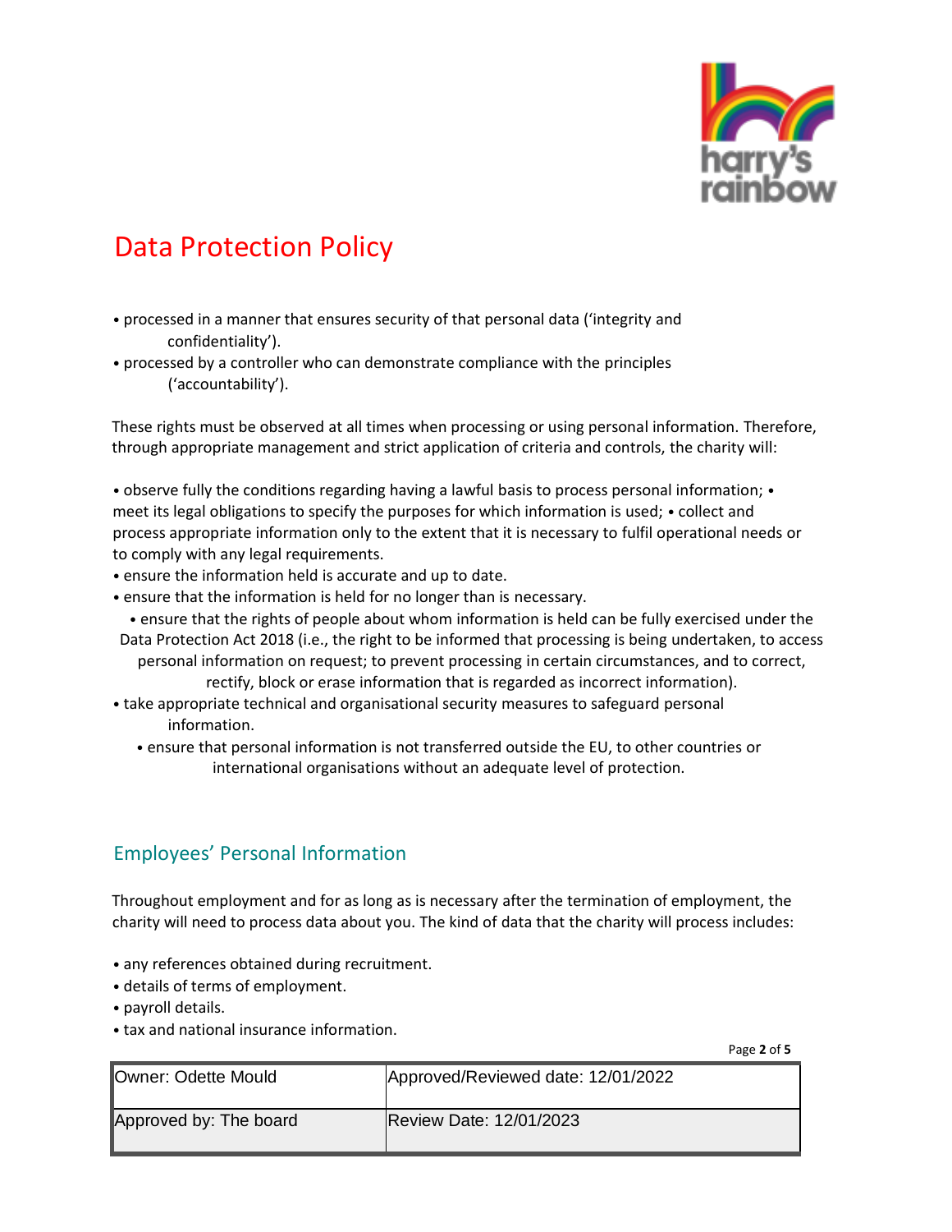# Data Protection Policy

- processed in a manner that ensures security of that personal data ('integrity and confidentiality').
- processed by a controller who can demonstrate compliance with the principles ('accountability').

These rights must be observed at all times when processing or using personal information. Therefore, through appropriate management and strict application of criteria and controls, the charity will:

- observe fully the conditions regarding having a lawful basis to process personal information;
- meet its legal obligations to specify the purposes for which information is used;
- collect and process appropriate information only to the extent that it is necessary to fulfil operational needs or to comply with any legal requirements.
- ensure the information held is accurate and up to date.
- ensure that the information is held for no longer than is necessary.
- ensure that the rights of people about whom information is held can be fully exercised under the Data Protection Act 2018 (i.e., the right to be informed that processing is being undertaken, to access personal information on request; to prevent processing in certain circumstances, and to correct, rectify, block or erase information that is regarded as incorrect information).
- take appropriate technical and organisational security measures to safeguard personal information.
- ensure that personal information is not transferred outside the EU, to other countries or international organisations without an adequate level of protection.

## Employees' Personal Information

Throughout employment and for as long as is necessary after the termination of employment, the charity will need to process data about you. The kind of data that the charity will process includes:

- any references obtained during recruitment.
- details of terms of employment.
- payroll details.
- tax and national insurance information.

| Owner: Odette Mould | Approved/Reviewed date: 12/01/2022 |
|---|---|
| Approved by: The board | Review Date: 12/01/2023 |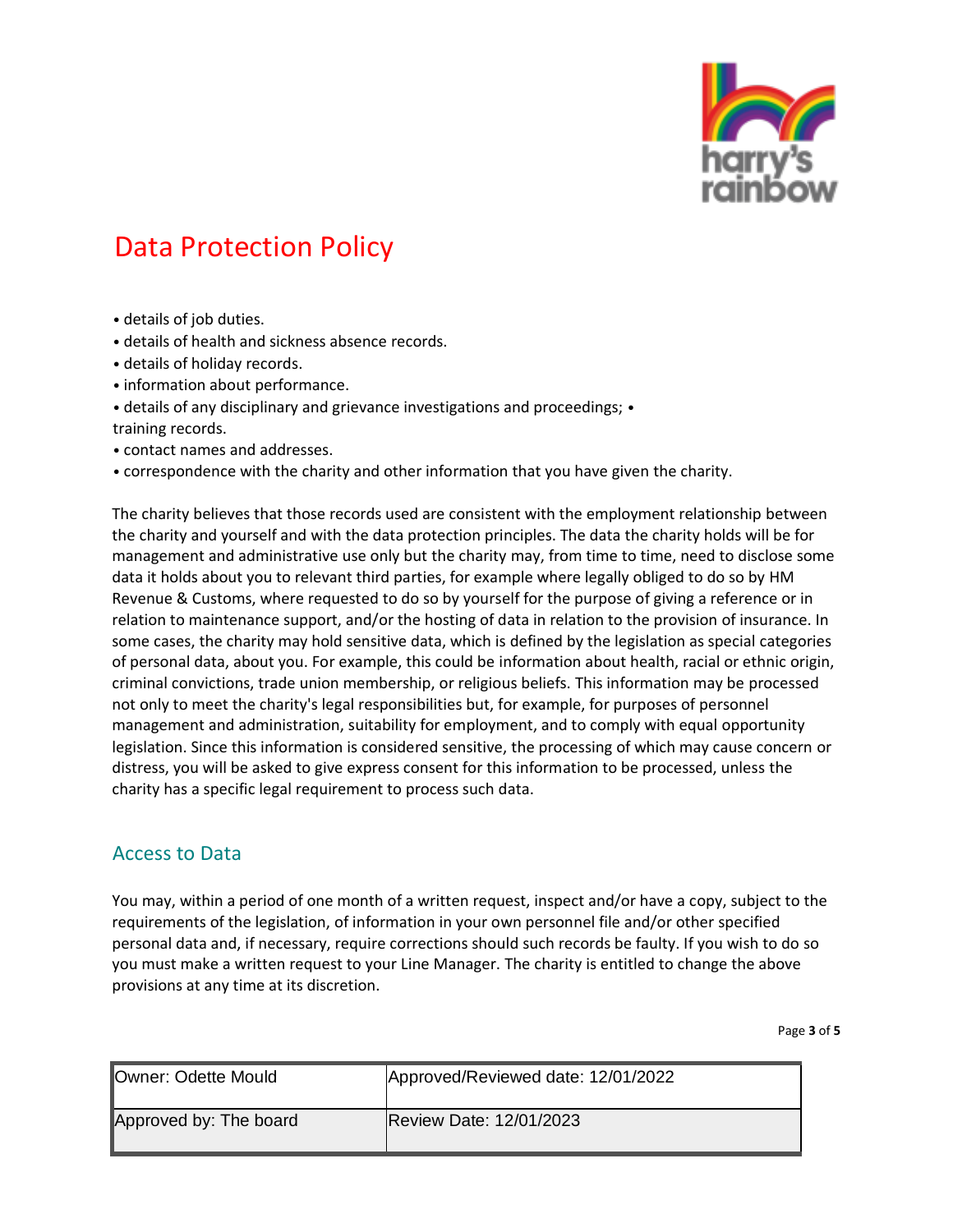# Data Protection Policy

- details of job duties.
- details of health and sickness absence records.
- details of holiday records.
- information about performance.
- details of any disciplinary and grievance investigations and proceedings;
- training records.
- contact names and addresses.
- correspondence with the charity and other information that you have given the charity.

The charity believes that those records used are consistent with the employment relationship between the charity and yourself and with the data protection principles. The data the charity holds will be for management and administrative use only but the charity may, from time to time, need to disclose some data it holds about you to relevant third parties, for example where legally obliged to do so by HM Revenue & Customs, where requested to do so by yourself for the purpose of giving a reference or in relation to maintenance support, and/or the hosting of data in relation to the provision of insurance. In some cases, the charity may hold sensitive data, which is defined by the legislation as special categories of personal data, about you. For example, this could be information about health, racial or ethnic origin, criminal convictions, trade union membership, or religious beliefs. This information may be processed not only to meet the charity's legal responsibilities but, for example, for purposes of personnel management and administration, suitability for employment, and to comply with equal opportunity legislation. Since this information is considered sensitive, the processing of which may cause concern or distress, you will be asked to give express consent for this information to be processed, unless the charity has a specific legal requirement to process such data.

## Access to Data

You may, within a period of one month of a written request, inspect and/or have a copy, subject to the requirements of the legislation, of information in your own personnel file and/or other specified personal data and, if necessary, require corrections should such records be faulty. If you wish to do so you must make a written request to your Line Manager. The charity is entitled to change the above provisions at any time at its discretion.

| Owner: Odette Mould | Approved/Reviewed date: 12/01/2022 |
|---|---|
| Approved by: The board | Review Date: 12/01/2023 |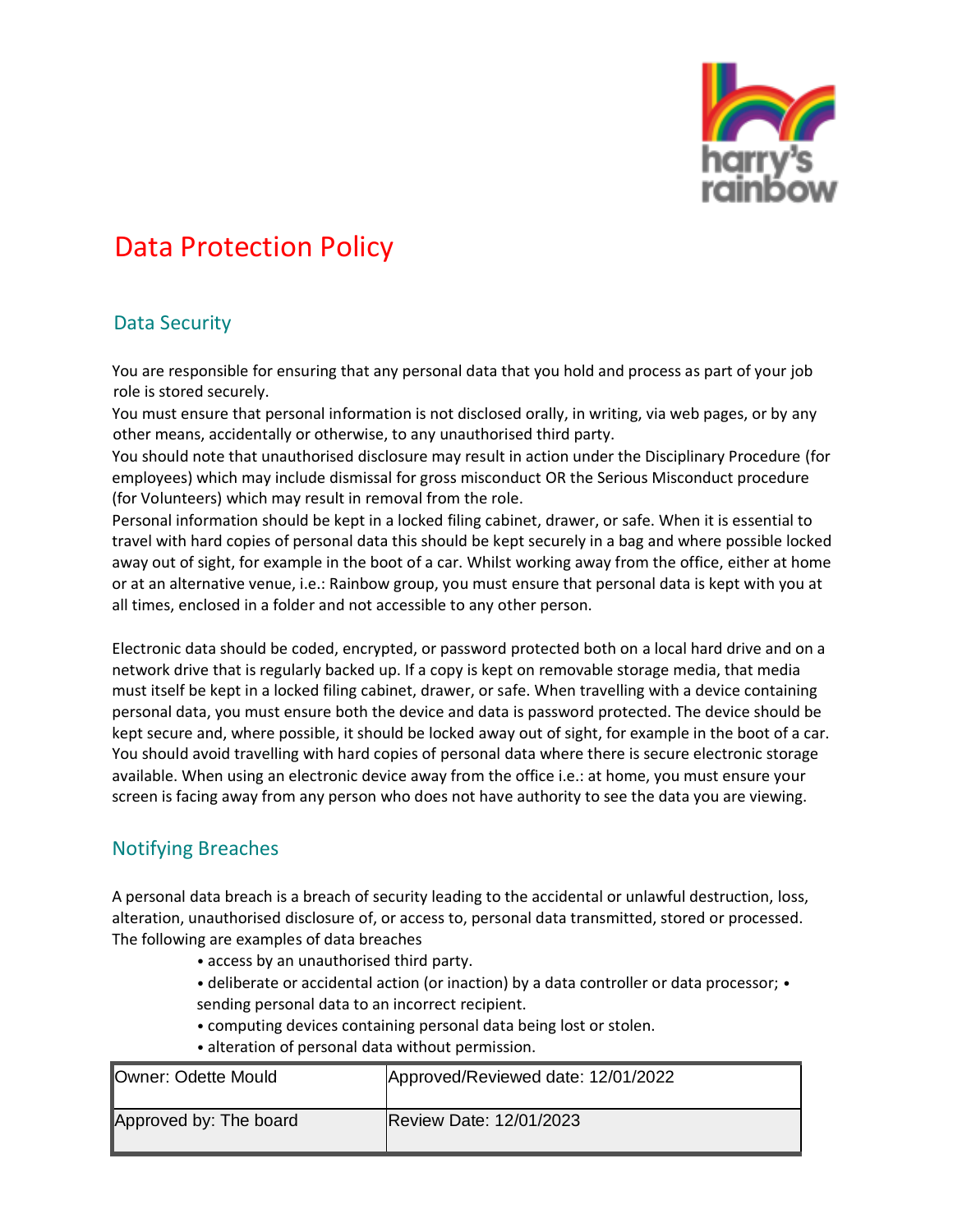# Data Protection Policy

## Data Security

You are responsible for ensuring that any personal data that you hold and process as part of your job role is stored securely.

You must ensure that personal information is not disclosed orally, in writing, via web pages, or by any other means, accidentally or otherwise, to any unauthorised third party.

You should note that unauthorised disclosure may result in action under the Disciplinary Procedure (for employees) which may include dismissal for gross misconduct OR the Serious Misconduct procedure (for Volunteers) which may result in removal from the role.

Personal information should be kept in a locked filing cabinet, drawer, or safe. When it is essential to travel with hard copies of personal data this should be kept securely in a bag and where possible locked away out of sight, for example in the boot of a car. Whilst working away from the office, either at home or at an alternative venue, i.e.: Rainbow group, you must ensure that personal data is kept with you at all times, enclosed in a folder and not accessible to any other person.

Electronic data should be coded, encrypted, or password protected both on a local hard drive and on a network drive that is regularly backed up. If a copy is kept on removable storage media, that media must itself be kept in a locked filing cabinet, drawer, or safe. When travelling with a device containing personal data, you must ensure both the device and data is password protected. The device should be kept secure and, where possible, it should be locked away out of sight, for example in the boot of a car. You should avoid travelling with hard copies of personal data where there is secure electronic storage available. When using an electronic device away from the office i.e.: at home, you must ensure your screen is facing away from any person who does not have authority to see the data you are viewing.

## Notifying Breaches

A personal data breach is a breach of security leading to the accidental or unlawful destruction, loss, alteration, unauthorised disclosure of, or access to, personal data transmitted, stored or processed. The following are examples of data breaches

- access by an unauthorised third party.
- deliberate or accidental action (or inaction) by a data controller or data processor;
- sending personal data to an incorrect recipient.
- computing devices containing personal data being lost or stolen.
- alteration of personal data without permission.

| Owner: Odette Mould | Approved/Reviewed date: 12/01/2022 |
|---|---|
| Approved by: The board | Review Date: 12/01/2023 |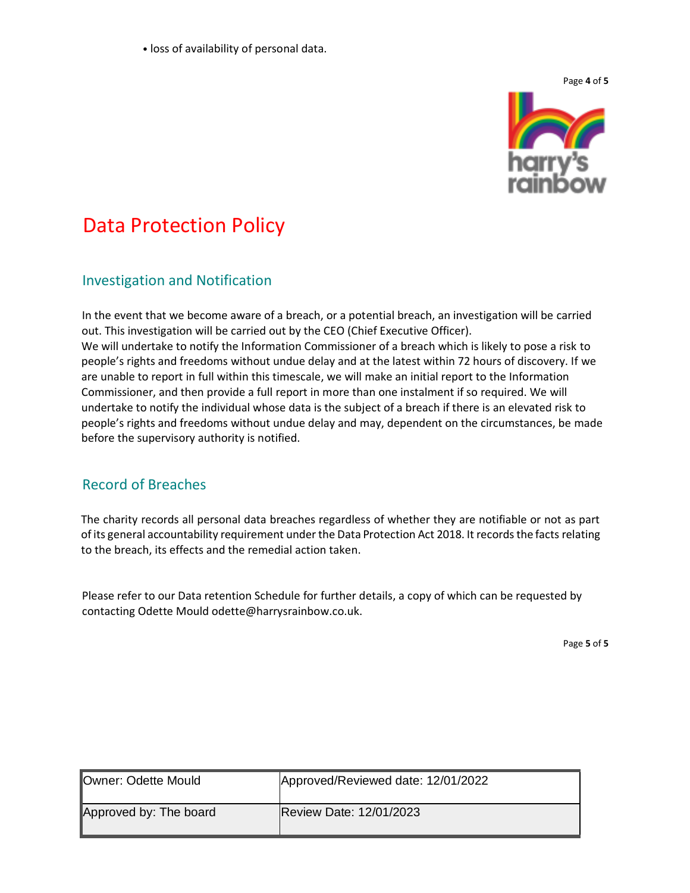• loss of availability of personal data.

# Data Protection Policy

## Investigation and Notification

In the event that we become aware of a breach, or a potential breach, an investigation will be carried out. This investigation will be carried out by the CEO (Chief Executive Officer).
We will undertake to notify the Information Commissioner of a breach which is likely to pose a risk to people's rights and freedoms without undue delay and at the latest within 72 hours of discovery. If we are unable to report in full within this timescale, we will make an initial report to the Information Commissioner, and then provide a full report in more than one instalment if so required. We will undertake to notify the individual whose data is the subject of a breach if there is an elevated risk to people's rights and freedoms without undue delay and may, dependent on the circumstances, be made before the supervisory authority is notified.

## Record of Breaches

The charity records all personal data breaches regardless of whether they are notifiable or not as part of its general accountability requirement under the Data Protection Act 2018. It records the facts relating to the breach, its effects and the remedial action taken.

Please refer to our Data retention Schedule for further details, a copy of which can be requested by contacting Odette Mould odette@harrysrainbow.co.uk.

| | |
|---|---|
| Owner: Odette Mould | Approved/Reviewed date: 12/01/2022 |
| Approved by: The board | Review Date: 12/01/2023 |